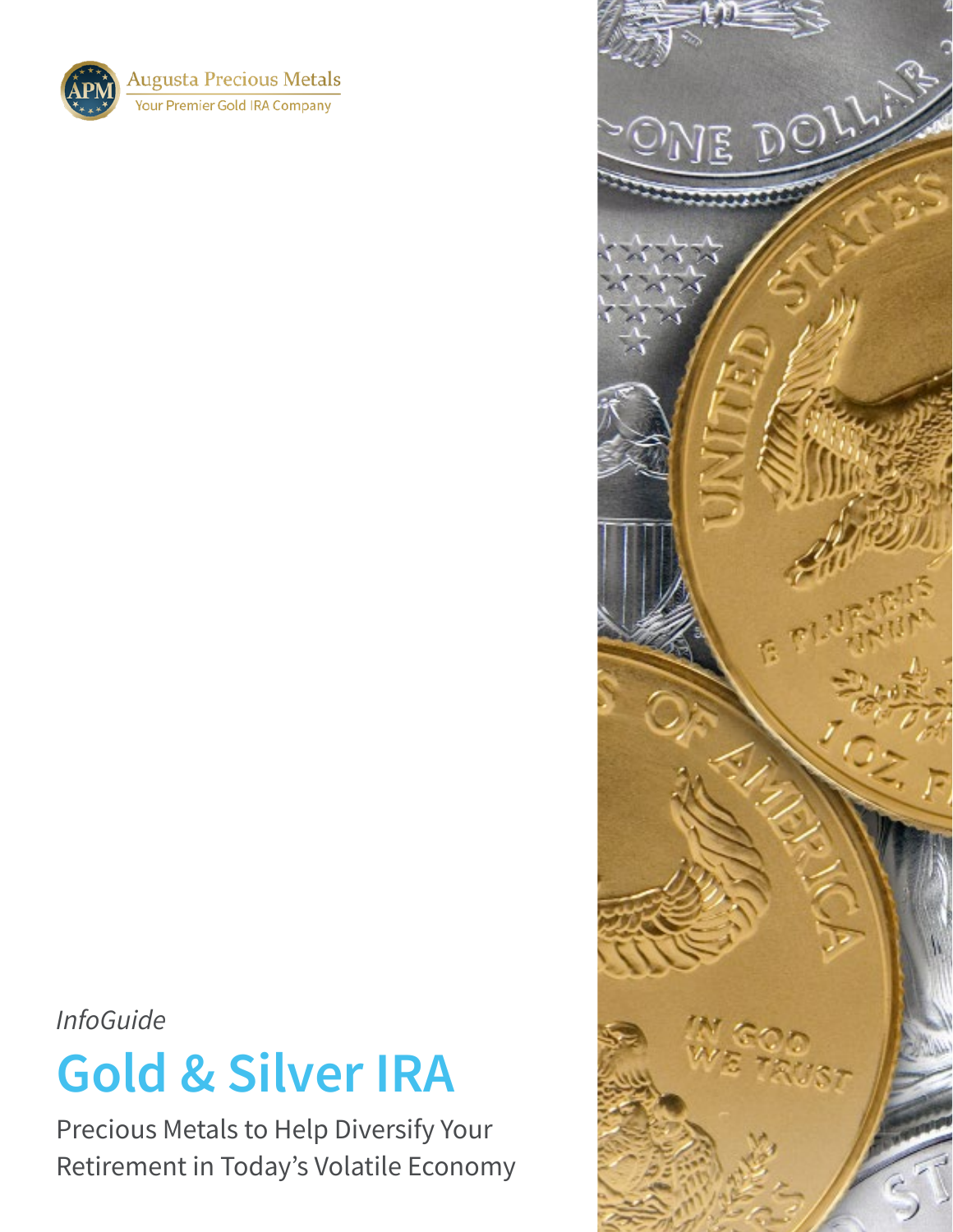Augusta Precious Metals

Your Premier Gold IRA Company

*InfoGuide*

# Gold & Silver IRA

Precious Metals to Help Diversify Your Retirement in Today's Volatile Economy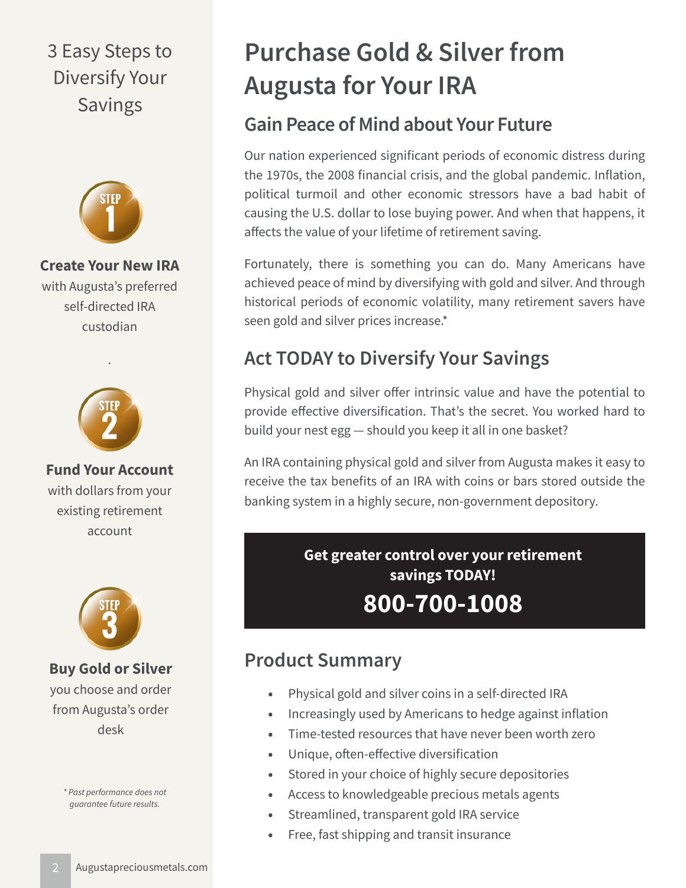# Purchase Gold & Silver from Augusta for Your IRA

## Gain Peace of Mind about Your Future

Our nation experienced significant periods of economic distress during the 1970s, the 2008 financial crisis, and the global pandemic. Inflation, political turmoil and other economic stressors have a bad habit of causing the U.S. dollar to lose buying power. And when that happens, it affects the value of your lifetime of retirement saving.

Fortunately, there is something you can do. Many Americans have achieved peace of mind by diversifying with gold and silver. And through historical periods of economic volatility, many retirement savers have seen gold and silver prices increase.*

## Act TODAY to Diversify Your Savings

Physical gold and silver offer intrinsic value and have the potential to provide effective diversification. That's the secret. You worked hard to build your nest egg — should you keep it all in one basket?

An IRA containing physical gold and silver from Augusta makes it easy to receive the tax benefits of an IRA with coins or bars stored outside the banking system in a highly secure, non-government depository.

**Get greater control over your retirement savings TODAY!**

**800-700-1008**

## Product Summary

- Physical gold and silver coins in a self-directed IRA
- Increasingly used by Americans to hedge against inflation
- Time-tested resources that have never been worth zero
- Unique, often-effective diversification
- Stored in your choice of highly secure depositories
- Access to knowledgeable precious metals agents
- Streamlined, transparent gold IRA service
- Free, fast shipping and transit insurance

## 3 Easy Steps to Diversify Your Savings

STEP 1

**Create Your New IRA** with Augusta's preferred self-directed IRA custodian

STEP 2

**Fund Your Account** with dollars from your existing retirement account

STEP 3

**Buy Gold or Silver** you choose and order from Augusta's order desk

*\* Past performance does not guarantee future results.*

Augustapreciousmetals.com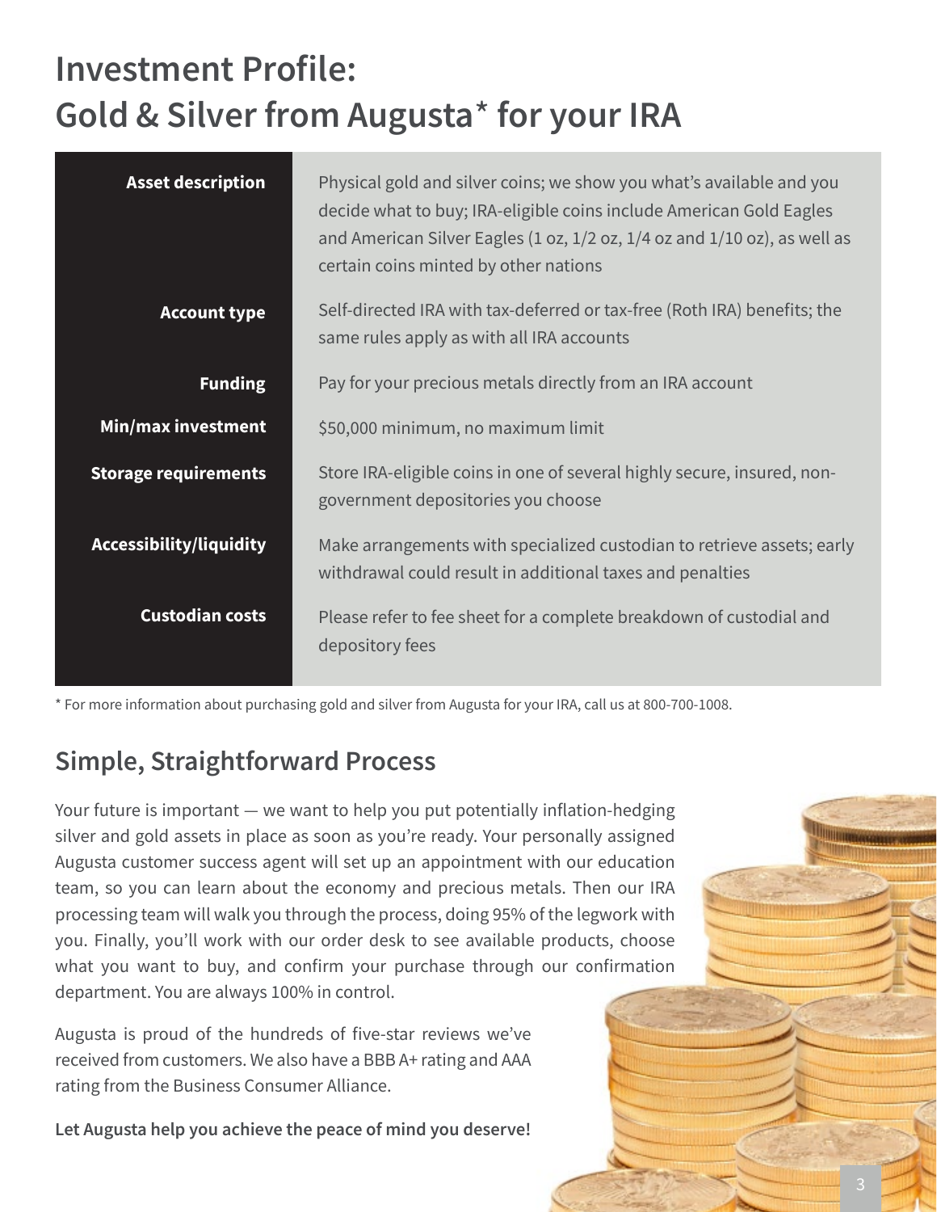# Investment Profile: Gold & Silver from Augusta* for your IRA

| | |
|---|---|
| **Asset description** | Physical gold and silver coins; we show you what's available and you decide what to buy; IRA-eligible coins include American Gold Eagles and American Silver Eagles (1 oz, 1/2 oz, 1/4 oz and 1/10 oz), as well as certain coins minted by other nations |
| **Account type** | Self-directed IRA with tax-deferred or tax-free (Roth IRA) benefits; the same rules apply as with all IRA accounts |
| **Funding** | Pay for your precious metals directly from an IRA account |
| **Min/max investment** | $50,000 minimum, no maximum limit |
| **Storage requirements** | Store IRA-eligible coins in one of several highly secure, insured, non-government depositories you choose |
| **Accessibility/liquidity** | Make arrangements with specialized custodian to retrieve assets; early withdrawal could result in additional taxes and penalties |
| **Custodian costs** | Please refer to fee sheet for a complete breakdown of custodial and depository fees |

* For more information about purchasing gold and silver from Augusta for your IRA, call us at 800-700-1008.

## Simple, Straightforward Process

Your future is important — we want to help you put potentially inflation-hedging silver and gold assets in place as soon as you're ready. Your personally assigned Augusta customer success agent will set up an appointment with our education team, so you can learn about the economy and precious metals. Then our IRA processing team will walk you through the process, doing 95% of the legwork with you. Finally, you'll work with our order desk to see available products, choose what you want to buy, and confirm your purchase through our confirmation department. You are always 100% in control.

Augusta is proud of the hundreds of five-star reviews we've received from customers. We also have a BBB A+ rating and AAA rating from the Business Consumer Alliance.

**Let Augusta help you achieve the peace of mind you deserve!**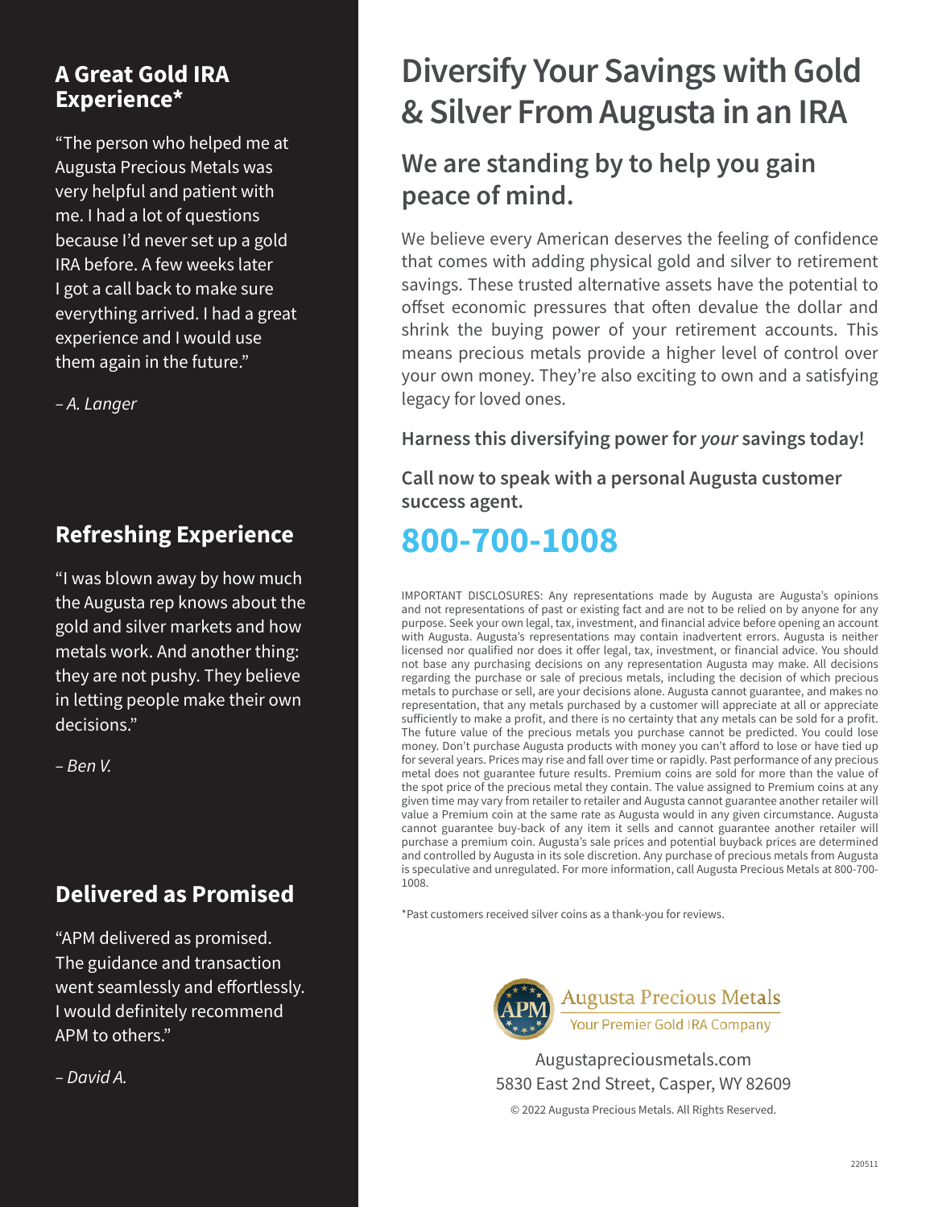## A Great Gold IRA Experience*

"The person who helped me at Augusta Precious Metals was very helpful and patient with me. I had a lot of questions because I'd never set up a gold IRA before. A few weeks later I got a call back to make sure everything arrived. I had a great experience and I would use them again in the future."

*– A. Langer*

## Refreshing Experience

"I was blown away by how much the Augusta rep knows about the gold and silver markets and how metals work. And another thing: they are not pushy. They believe in letting people make their own decisions."

*– Ben V.*

## Delivered as Promised

"APM delivered as promised. The guidance and transaction went seamlessly and effortlessly. I would definitely recommend APM to others."

*– David A.*

# Diversify Your Savings with Gold & Silver From Augusta in an IRA

## We are standing by to help you gain peace of mind.

We believe every American deserves the feeling of confidence that comes with adding physical gold and silver to retirement savings. These trusted alternative assets have the potential to offset economic pressures that often devalue the dollar and shrink the buying power of your retirement accounts. This means precious metals provide a higher level of control over your own money. They're also exciting to own and a satisfying legacy for loved ones.

**Harness this diversifying power for *your* savings today!**

**Call now to speak with a personal Augusta customer success agent.**

# 800-700-1008

IMPORTANT DISCLOSURES: Any representations made by Augusta are Augusta's opinions and not representations of past or existing fact and are not to be relied on by anyone for any purpose. Seek your own legal, tax, investment, and financial advice before opening an account with Augusta. Augusta's representations may contain inadvertent errors. Augusta is neither licensed nor qualified nor does it offer legal, tax, investment, or financial advice. You should not base any purchasing decisions on any representation Augusta may make. All decisions regarding the purchase or sale of precious metals, including the decision of which precious metals to purchase or sell, are your decisions alone. Augusta cannot guarantee, and makes no representation, that any metals purchased by a customer will appreciate at all or appreciate sufficiently to make a profit, and there is no certainty that any metals can be sold for a profit. The future value of the precious metals you purchase cannot be predicted. You could lose money. Don't purchase Augusta products with money you can't afford to lose or have tied up for several years. Prices may rise and fall over time or rapidly. Past performance of any precious metal does not guarantee future results. Premium coins are sold for more than the value of the spot price of the precious metal they contain. The value assigned to Premium coins at any given time may vary from retailer to retailer and Augusta cannot guarantee another retailer will value a Premium coin at the same rate as Augusta would in any given circumstance. Augusta cannot guarantee buy-back of any item it sells and cannot guarantee another retailer will purchase a premium coin. Augusta's sale prices and potential buyback prices are determined and controlled by Augusta in its sole discretion. Any purchase of precious metals from Augusta is speculative and unregulated. For more information, call Augusta Precious Metals at 800-700-1008.

*Past customers received silver coins as a thank-you for reviews.

Augusta Precious Metals
Your Premier Gold IRA Company

Augustapreciousmetals.com
5830 East 2nd Street, Casper, WY 82609

© 2022 Augusta Precious Metals. All Rights Reserved.

220511